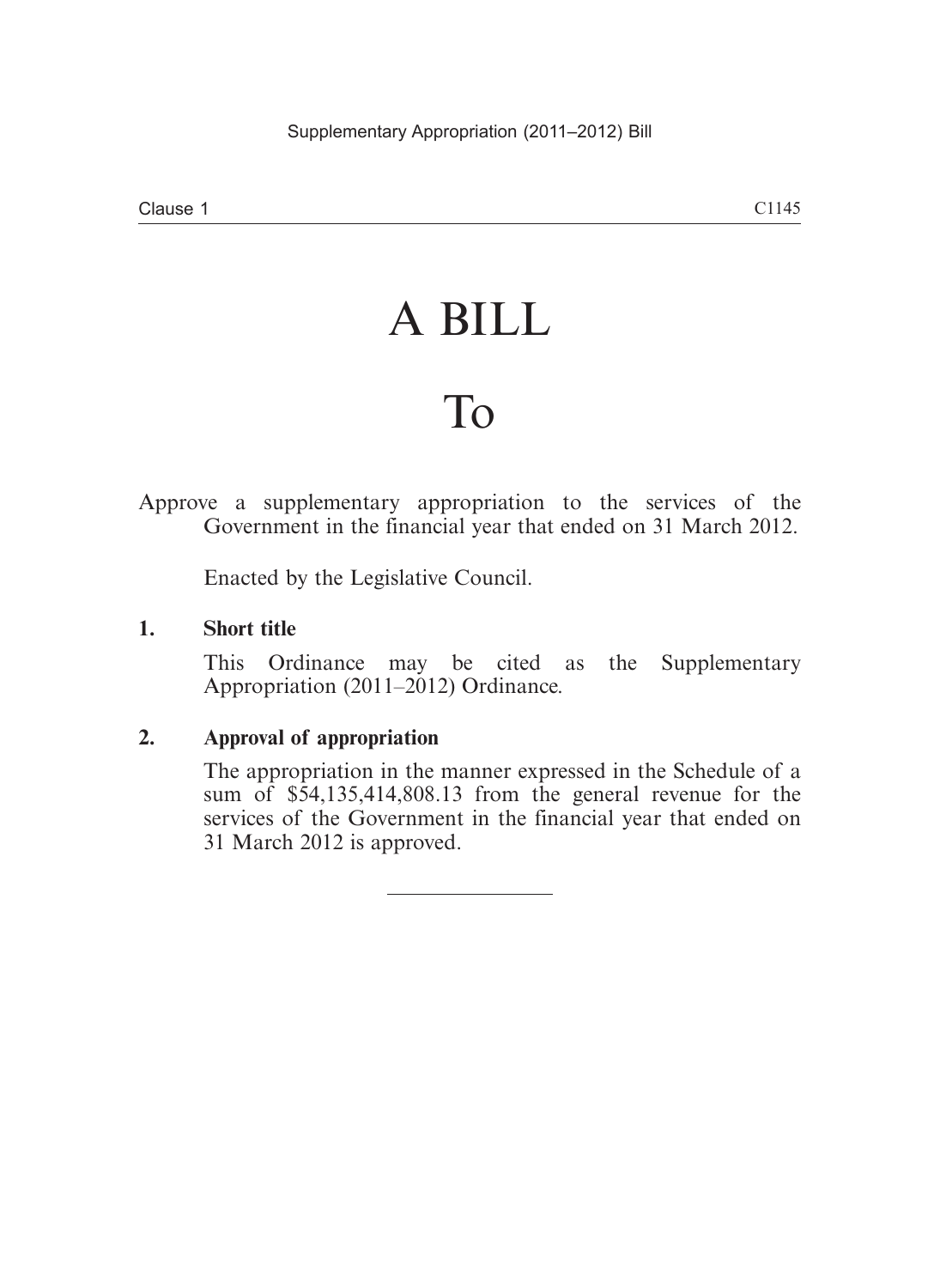# A BILL

# To

Approve a supplementary appropriation to the services of the Government in the financial year that ended on 31 March 2012.

Enacted by the Legislative Council.

**1. Short title**

This Ordinance may be cited as the Supplementary Appropriation (2011–2012) Ordinance.

**2. Approval of appropriation**

The appropriation in the manner expressed in the Schedule of a sum of $54,135,414,808.13 from the general revenue for the services of the Government in the financial year that ended on 31 March 2012 is approved.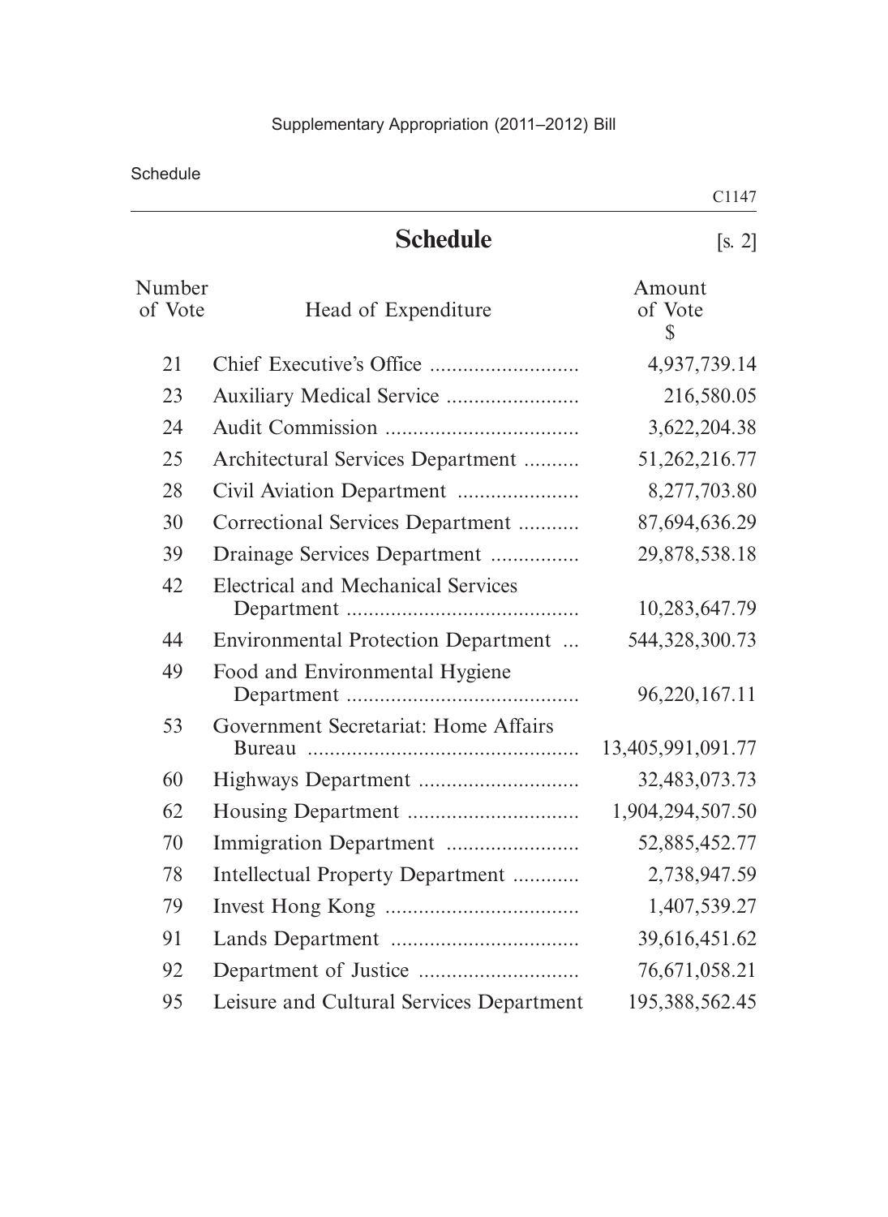# Schedule

[s. 2]

| Number of Vote | Head of Expenditure | Amount of Vote $ |
|---|---|---|
| 21 | Chief Executive's Office | 4,937,739.14 |
| 23 | Auxiliary Medical Service | 216,580.05 |
| 24 | Audit Commission | 3,622,204.38 |
| 25 | Architectural Services Department | 51,262,216.77 |
| 28 | Civil Aviation Department | 8,277,703.80 |
| 30 | Correctional Services Department | 87,694,636.29 |
| 39 | Drainage Services Department | 29,878,538.18 |
| 42 | Electrical and Mechanical Services Department | 10,283,647.79 |
| 44 | Environmental Protection Department | 544,328,300.73 |
| 49 | Food and Environmental Hygiene Department | 96,220,167.11 |
| 53 | Government Secretariat: Home Affairs Bureau | 13,405,991,091.77 |
| 60 | Highways Department | 32,483,073.73 |
| 62 | Housing Department | 1,904,294,507.50 |
| 70 | Immigration Department | 52,885,452.77 |
| 78 | Intellectual Property Department | 2,738,947.59 |
| 79 | Invest Hong Kong | 1,407,539.27 |
| 91 | Lands Department | 39,616,451.62 |
| 92 | Department of Justice | 76,671,058.21 |
| 95 | Leisure and Cultural Services Department | 195,388,562.45 |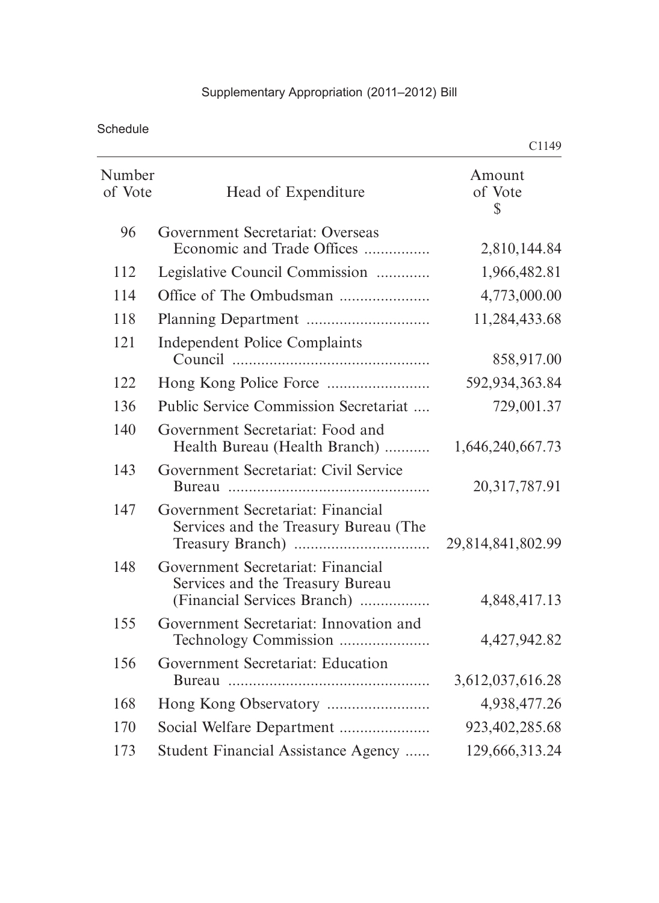| Number of Vote | Head of Expenditure | Amount of Vote $ |
|---|---|---|
| 96 | Government Secretariat: Overseas Economic and Trade Offices | 2,810,144.84 |
| 112 | Legislative Council Commission | 1,966,482.81 |
| 114 | Office of The Ombudsman | 4,773,000.00 |
| 118 | Planning Department | 11,284,433.68 |
| 121 | Independent Police Complaints Council | 858,917.00 |
| 122 | Hong Kong Police Force | 592,934,363.84 |
| 136 | Public Service Commission Secretariat | 729,001.37 |
| 140 | Government Secretariat: Food and Health Bureau (Health Branch) | 1,646,240,667.73 |
| 143 | Government Secretariat: Civil Service Bureau | 20,317,787.91 |
| 147 | Government Secretariat: Financial Services and the Treasury Bureau (The Treasury Branch) | 29,814,841,802.99 |
| 148 | Government Secretariat: Financial Services and the Treasury Bureau (Financial Services Branch) | 4,848,417.13 |
| 155 | Government Secretariat: Innovation and Technology Commission | 4,427,942.82 |
| 156 | Government Secretariat: Education Bureau | 3,612,037,616.28 |
| 168 | Hong Kong Observatory | 4,938,477.26 |
| 170 | Social Welfare Department | 923,402,285.68 |
| 173 | Student Financial Assistance Agency | 129,666,313.24 |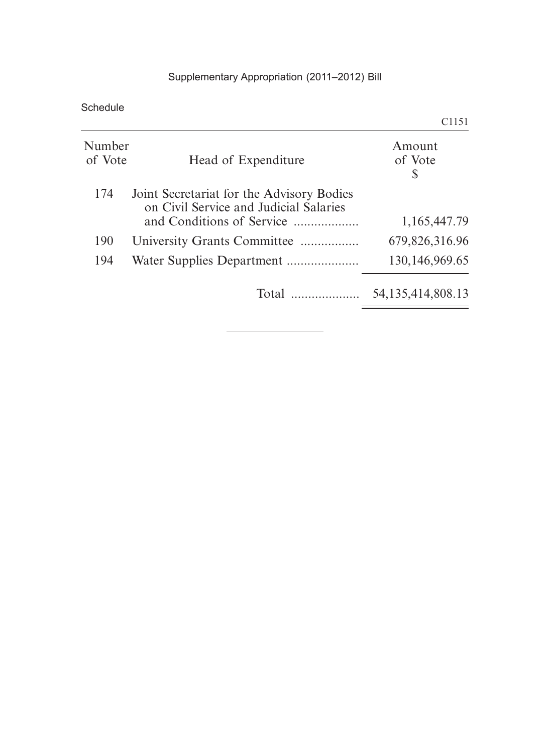Schedule

| Number of Vote | Head of Expenditure | Amount of Vote $ |
|---|---|---|
| 174 | Joint Secretariat for the Advisory Bodies on Civil Service and Judicial Salaries and Conditions of Service | 1,165,447.79 |
| 190 | University Grants Committee | 679,826,316.96 |
| 194 | Water Supplies Department | 130,146,969.65 |
| | Total | 54,135,414,808.13 |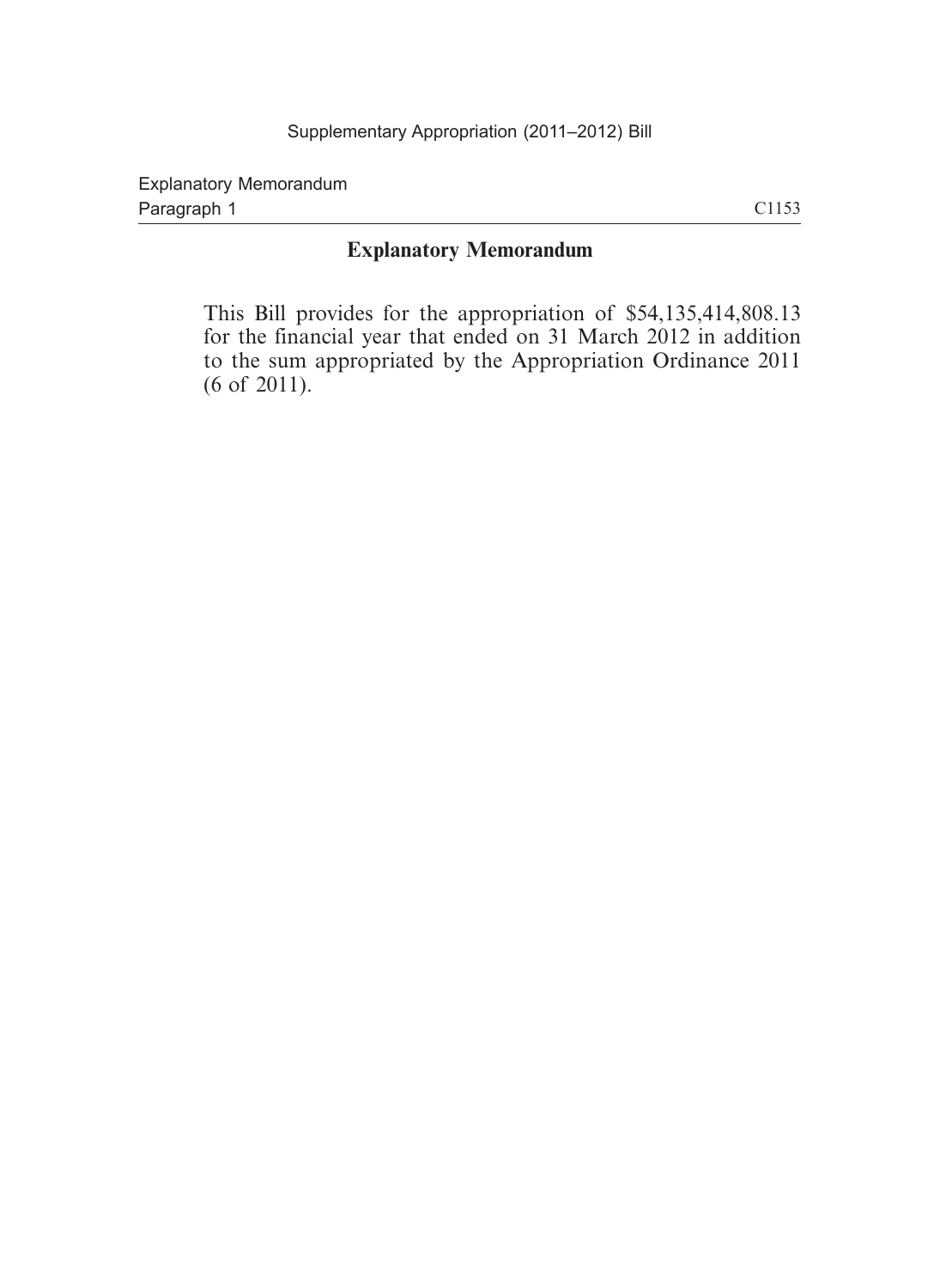## Explanatory Memorandum

This Bill provides for the appropriation of $54,135,414,808.13 for the financial year that ended on 31 March 2012 in addition to the sum appropriated by the Appropriation Ordinance 2011 (6 of 2011).